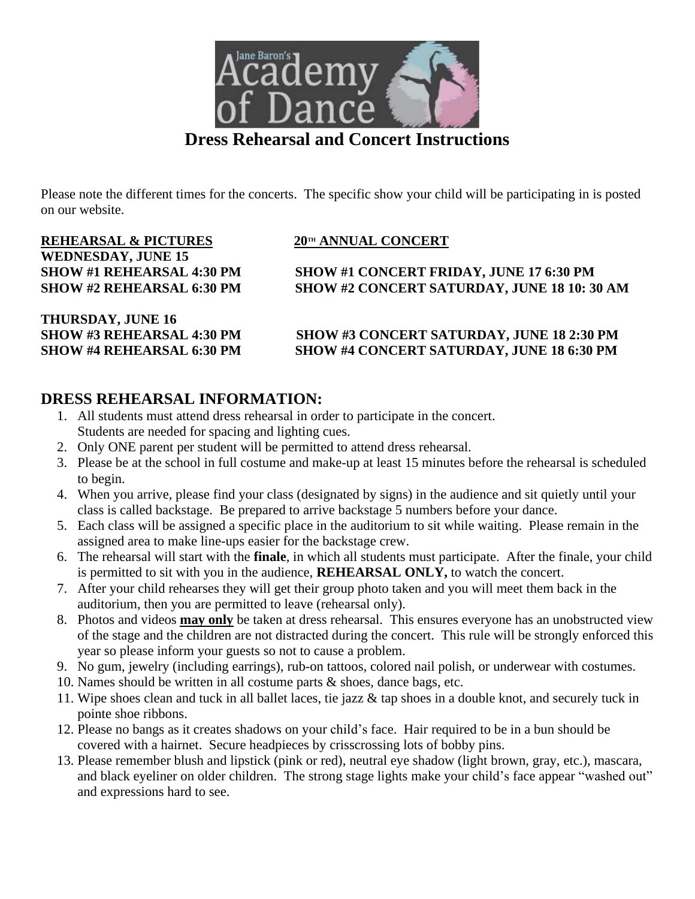Jane Baron's Academy of Dance

# Dress Rehearsal and Concert Instructions

Please note the different times for the concerts. The specific show your child will be participating in is posted on our website.

| REHEARSAL & PICTURES | 20TH ANNUAL CONCERT |
|---|---|
| **WEDNESDAY, JUNE 15** | |
| **SHOW #1 REHEARSAL 4:30 PM** | **SHOW #1 CONCERT FRIDAY, JUNE 17 6:30 PM** |
| **SHOW #2 REHEARSAL 6:30 PM** | **SHOW #2 CONCERT SATURDAY, JUNE 18 10: 30 AM** |
| **THURSDAY, JUNE 16** | |
| **SHOW #3 REHEARSAL 4:30 PM** | **SHOW #3 CONCERT SATURDAY, JUNE 18 2:30 PM** |
| **SHOW #4 REHEARSAL 6:30 PM** | **SHOW #4 CONCERT SATURDAY, JUNE 18 6:30 PM** |

## DRESS REHEARSAL INFORMATION:

1. All students must attend dress rehearsal in order to participate in the concert. Students are needed for spacing and lighting cues.
2. Only ONE parent per student will be permitted to attend dress rehearsal.
3. Please be at the school in full costume and make-up at least 15 minutes before the rehearsal is scheduled to begin.
4. When you arrive, please find your class (designated by signs) in the audience and sit quietly until your class is called backstage. Be prepared to arrive backstage 5 numbers before your dance.
5. Each class will be assigned a specific place in the auditorium to sit while waiting. Please remain in the assigned area to make line-ups easier for the backstage crew.
6. The rehearsal will start with the **finale**, in which all students must participate. After the finale, your child is permitted to sit with you in the audience, **REHEARSAL ONLY,** to watch the concert.
7. After your child rehearses they will get their group photo taken and you will meet them back in the auditorium, then you are permitted to leave (rehearsal only).
8. Photos and videos **may only** be taken at dress rehearsal. This ensures everyone has an unobstructed view of the stage and the children are not distracted during the concert. This rule will be strongly enforced this year so please inform your guests so not to cause a problem.
9. No gum, jewelry (including earrings), rub-on tattoos, colored nail polish, or underwear with costumes.
10. Names should be written in all costume parts & shoes, dance bags, etc.
11. Wipe shoes clean and tuck in all ballet laces, tie jazz & tap shoes in a double knot, and securely tuck in pointe shoe ribbons.
12. Please no bangs as it creates shadows on your child's face. Hair required to be in a bun should be covered with a hairnet. Secure headpieces by crisscrossing lots of bobby pins.
13. Please remember blush and lipstick (pink or red), neutral eye shadow (light brown, gray, etc.), mascara, and black eyeliner on older children. The strong stage lights make your child's face appear "washed out" and expressions hard to see.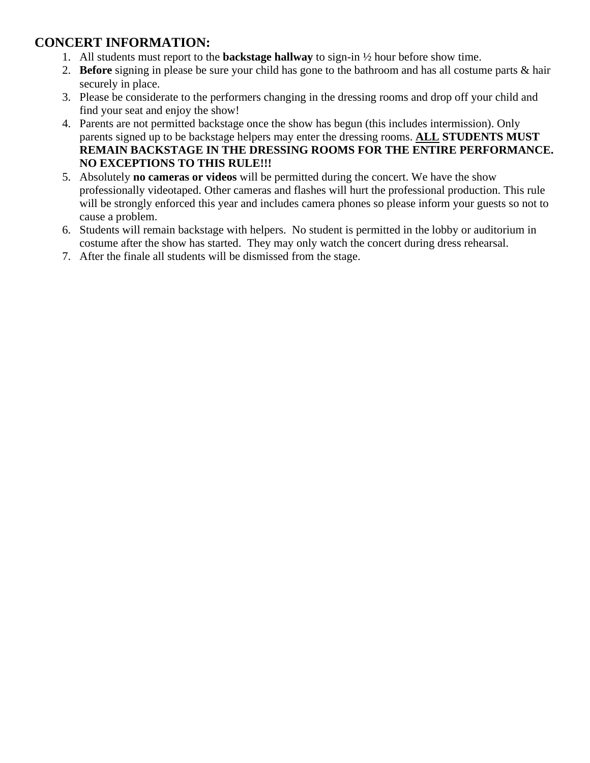## CONCERT INFORMATION:

1. All students must report to the **backstage hallway** to sign-in ½ hour before show time.
2. **Before** signing in please be sure your child has gone to the bathroom and has all costume parts & hair securely in place.
3. Please be considerate to the performers changing in the dressing rooms and drop off your child and find your seat and enjoy the show!
4. Parents are not permitted backstage once the show has begun (this includes intermission). Only parents signed up to be backstage helpers may enter the dressing rooms. **<u>ALL</u> STUDENTS MUST REMAIN BACKSTAGE IN THE DRESSING ROOMS FOR THE ENTIRE PERFORMANCE. NO EXCEPTIONS TO THIS RULE!!!**
5. Absolutely **no cameras or videos** will be permitted during the concert. We have the show professionally videotaped. Other cameras and flashes will hurt the professional production. This rule will be strongly enforced this year and includes camera phones so please inform your guests so not to cause a problem.
6. Students will remain backstage with helpers. No student is permitted in the lobby or auditorium in costume after the show has started. They may only watch the concert during dress rehearsal.
7. After the finale all students will be dismissed from the stage.